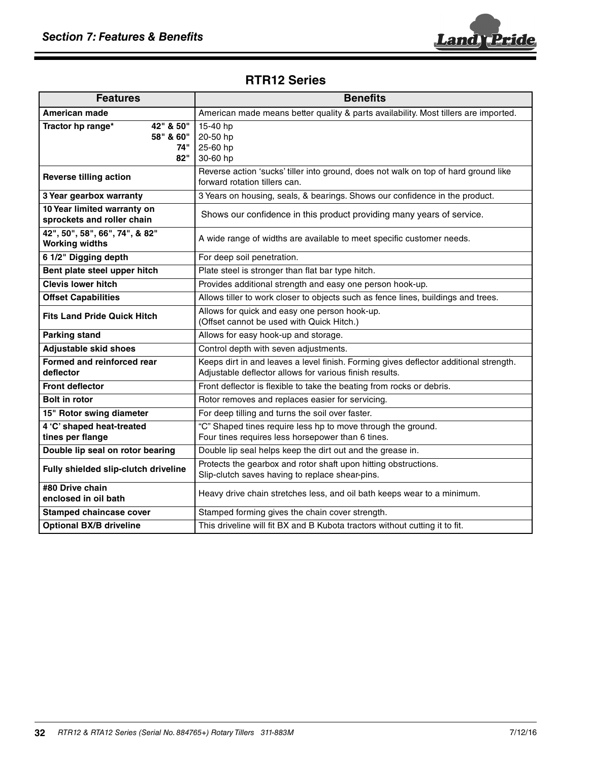## RTR12 Series

| Features | Benefits |
|---|---|
| **American made** | American made means better quality & parts availability. Most tillers are imported. |
| **Tractor hp range*** **42" & 50"** **58" & 60"** **74"** **82"** | 15-40 hp<br>20-50 hp<br>25-60 hp<br>30-60 hp |
| **Reverse tilling action** | Reverse action 'sucks' tiller into ground, does not walk on top of hard ground like forward rotation tillers can. |
| **3 Year gearbox warranty** | 3 Years on housing, seals, & bearings. Shows our confidence in the product. |
| **10 Year limited warranty on sprockets and roller chain** | Shows our confidence in this product providing many years of service. |
| **42", 50", 58", 66", 74", & 82" Working widths** | A wide range of widths are available to meet specific customer needs. |
| **6 1/2" Digging depth** | For deep soil penetration. |
| **Bent plate steel upper hitch** | Plate steel is stronger than flat bar type hitch. |
| **Clevis lower hitch** | Provides additional strength and easy one person hook-up. |
| **Offset Capabilities** | Allows tiller to work closer to objects such as fence lines, buildings and trees. |
| **Fits Land Pride Quick Hitch** | Allows for quick and easy one person hook-up.<br>(Offset cannot be used with Quick Hitch.) |
| **Parking stand** | Allows for easy hook-up and storage. |
| **Adjustable skid shoes** | Control depth with seven adjustments. |
| **Formed and reinforced rear deflector** | Keeps dirt in and leaves a level finish. Forming gives deflector additional strength. Adjustable deflector allows for various finish results. |
| **Front deflector** | Front deflector is flexible to take the beating from rocks or debris. |
| **Bolt in rotor** | Rotor removes and replaces easier for servicing. |
| **15" Rotor swing diameter** | For deep tilling and turns the soil over faster. |
| **4 'C' shaped heat-treated tines per flange** | "C" Shaped tines require less hp to move through the ground.<br>Four tines requires less horsepower than 6 tines. |
| **Double lip seal on rotor bearing** | Double lip seal helps keep the dirt out and the grease in. |
| **Fully shielded slip-clutch driveline** | Protects the gearbox and rotor shaft upon hitting obstructions.<br>Slip-clutch saves having to replace shear-pins. |
| **#80 Drive chain enclosed in oil bath** | Heavy drive chain stretches less, and oil bath keeps wear to a minimum. |
| **Stamped chaincase cover** | Stamped forming gives the chain cover strength. |
| **Optional BX/B driveline** | This driveline will fit BX and B Kubota tractors without cutting it to fit. |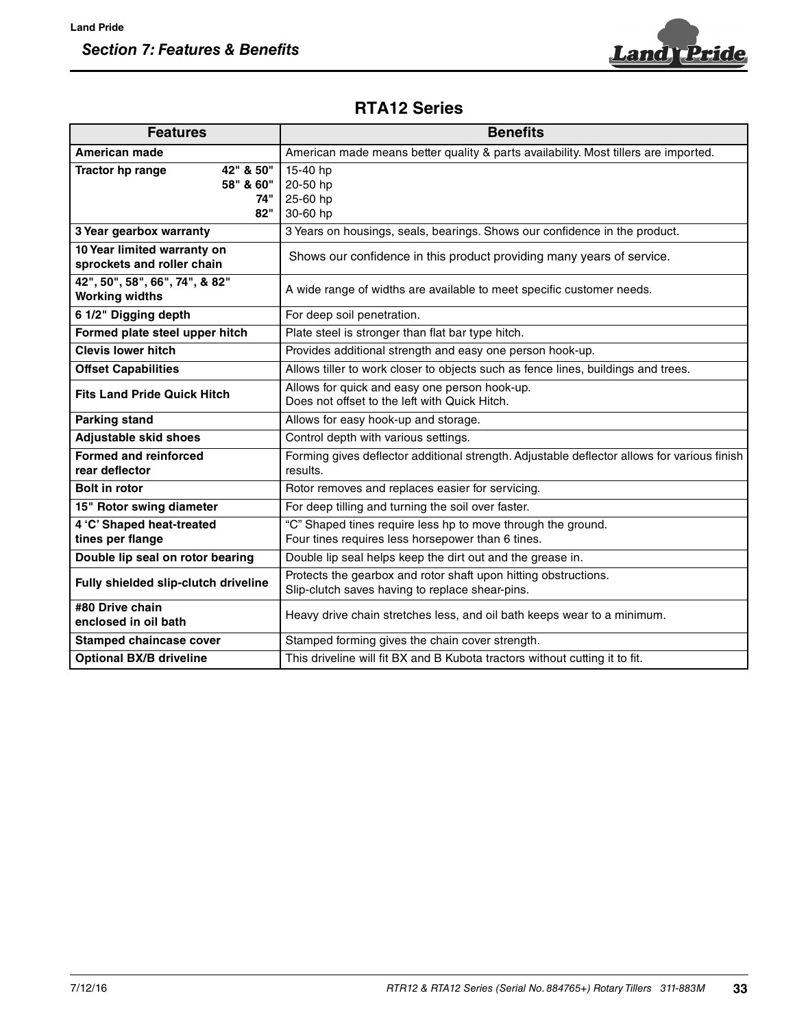## Section 7: Features & Benefits

### RTA12 Series

| Features | Benefits |
|---|---|
| **American made** | American made means better quality & parts availability. Most tillers are imported. |
| **Tractor hp range** **42" & 50"** **58" & 60"** **74"** **82"** | 15-40 hp<br>20-50 hp<br>25-60 hp<br>30-60 hp |
| **3 Year gearbox warranty** | 3 Years on housings, seals, bearings. Shows our confidence in the product. |
| **10 Year limited warranty on sprockets and roller chain** | Shows our confidence in this product providing many years of service. |
| **42", 50", 58", 66", 74", & 82" Working widths** | A wide range of widths are available to meet specific customer needs. |
| **6 1/2" Digging depth** | For deep soil penetration. |
| **Formed plate steel upper hitch** | Plate steel is stronger than flat bar type hitch. |
| **Clevis lower hitch** | Provides additional strength and easy one person hook-up. |
| **Offset Capabilities** | Allows tiller to work closer to objects such as fence lines, buildings and trees. |
| **Fits Land Pride Quick Hitch** | Allows for quick and easy one person hook-up.<br>Does not offset to the left with Quick Hitch. |
| **Parking stand** | Allows for easy hook-up and storage. |
| **Adjustable skid shoes** | Control depth with various settings. |
| **Formed and reinforced rear deflector** | Forming gives deflector additional strength. Adjustable deflector allows for various finish results. |
| **Bolt in rotor** | Rotor removes and replaces easier for servicing. |
| **15" Rotor swing diameter** | For deep tilling and turning the soil over faster. |
| **4 'C' Shaped heat-treated tines per flange** | "C" Shaped tines require less hp to move through the ground.<br>Four tines requires less horsepower than 6 tines. |
| **Double lip seal on rotor bearing** | Double lip seal helps keep the dirt out and the grease in. |
| **Fully shielded slip-clutch driveline** | Protects the gearbox and rotor shaft upon hitting obstructions.<br>Slip-clutch saves having to replace shear-pins. |
| **#80 Drive chain enclosed in oil bath** | Heavy drive chain stretches less, and oil bath keeps wear to a minimum. |
| **Stamped chaincase cover** | Stamped forming gives the chain cover strength. |
| **Optional BX/B driveline** | This driveline will fit BX and B Kubota tractors without cutting it to fit. |